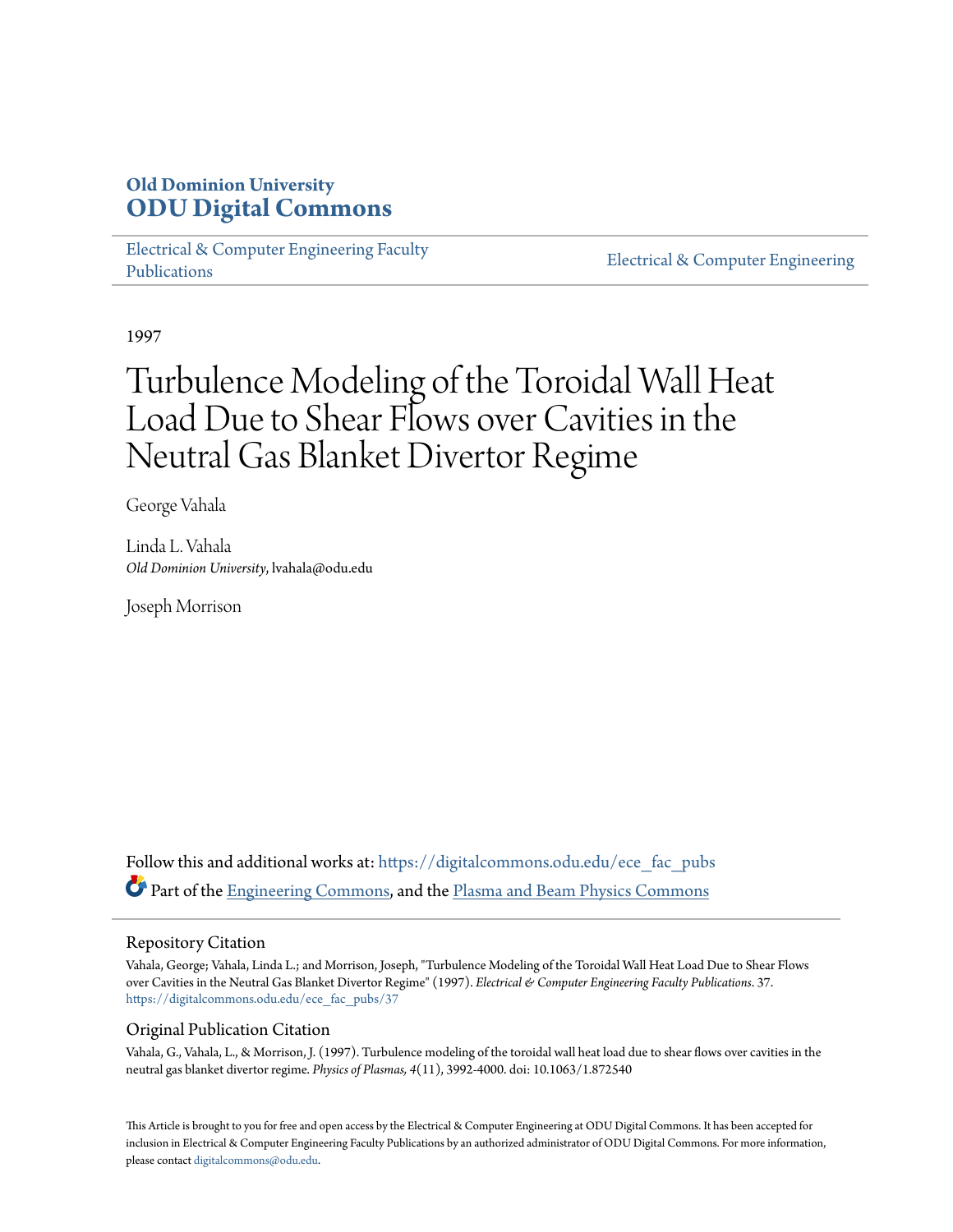**Old Dominion University**
**ODU Digital Commons**

Electrical & Computer Engineering Faculty Publications

Electrical & Computer Engineering

1997

# Turbulence Modeling of the Toroidal Wall Heat Load Due to Shear Flows over Cavities in the Neutral Gas Blanket Divertor Regime

George Vahala

Linda L. Vahala
*Old Dominion University*, lvahala@odu.edu

Joseph Morrison

Follow this and additional works at: https://digitalcommons.odu.edu/ece_fac_pubs

Part of the Engineering Commons, and the Plasma and Beam Physics Commons

## Repository Citation

Vahala, George; Vahala, Linda L.; and Morrison, Joseph, "Turbulence Modeling of the Toroidal Wall Heat Load Due to Shear Flows over Cavities in the Neutral Gas Blanket Divertor Regime" (1997). *Electrical & Computer Engineering Faculty Publications*. 37.
https://digitalcommons.odu.edu/ece_fac_pubs/37

## Original Publication Citation

Vahala, G., Vahala, L., & Morrison, J. (1997). Turbulence modeling of the toroidal wall heat load due to shear flows over cavities in the neutral gas blanket divertor regime. *Physics of Plasmas, 4*(11), 3992-4000. doi: 10.1063/1.872540

This Article is brought to you for free and open access by the Electrical & Computer Engineering at ODU Digital Commons. It has been accepted for inclusion in Electrical & Computer Engineering Faculty Publications by an authorized administrator of ODU Digital Commons. For more information, please contact digitalcommons@odu.edu.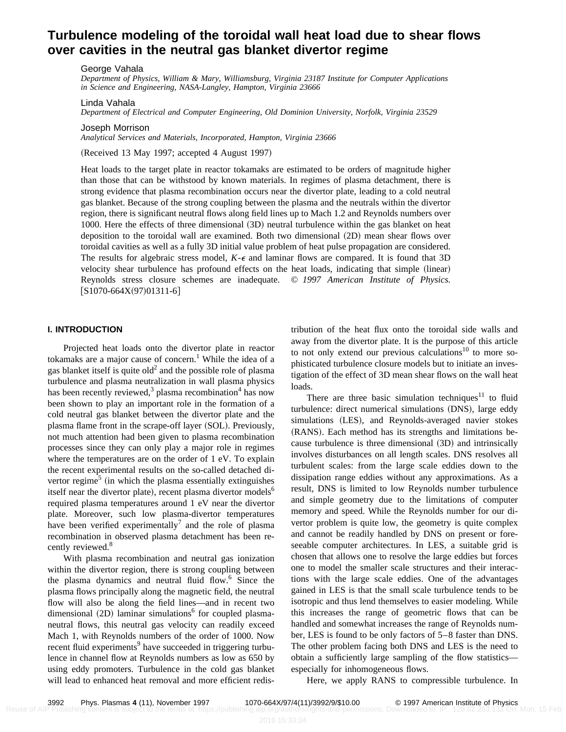# Turbulence modeling of the toroidal wall heat load due to shear flows over cavities in the neutral gas blanket divertor regime

George Vahala

*Department of Physics, William & Mary, Williamsburg, Virginia 23187 Institute for Computer Applications in Science and Engineering, NASA-Langley, Hampton, Virginia 23666*

Linda Vahala

*Department of Electrical and Computer Engineering, Old Dominion University, Norfolk, Virginia 23529*

Joseph Morrison

*Analytical Services and Materials, Incorporated, Hampton, Virginia 23666*

(Received 13 May 1997; accepted 4 August 1997)

Heat loads to the target plate in reactor tokamaks are estimated to be orders of magnitude higher than those that can be withstood by known materials. In regimes of plasma detachment, there is strong evidence that plasma recombination occurs near the divertor plate, leading to a cold neutral gas blanket. Because of the strong coupling between the plasma and the neutrals within the divertor region, there is significant neutral flows along field lines up to Mach 1.2 and Reynolds numbers over 1000. Here the effects of three dimensional (3D) neutral turbulence within the gas blanket on heat deposition to the toroidal wall are examined. Both two dimensional (2D) mean shear flows over toroidal cavities as well as a fully 3D initial value problem of heat pulse propagation are considered. The results for algebraic stress model, $K$-$\epsilon$ and laminar flows are compared. It is found that 3D velocity shear turbulence has profound effects on the heat loads, indicating that simple (linear) Reynolds stress closure schemes are inadequate. © *1997 American Institute of Physics.* [S1070-664X(97)01311-6]

## I. INTRODUCTION

Projected heat loads onto the divertor plate in reactor tokamaks are a major cause of concern.[1] While the idea of a gas blanket itself is quite old[2] and the possible role of plasma turbulence and plasma neutralization in wall plasma physics has been recently reviewed,[3] plasma recombination[4] has now been shown to play an important role in the formation of a cold neutral gas blanket between the divertor plate and the plasma flame front in the scrape-off layer (SOL). Previously, not much attention had been given to plasma recombination processes since they can only play a major role in regimes where the temperatures are on the order of 1 eV. To explain the recent experimental results on the so-called detached divertor regime[5] (in which the plasma essentially extinguishes itself near the divertor plate), recent plasma divertor models[6] required plasma temperatures around 1 eV near the divertor plate. Moreover, such low plasma-divertor temperatures have been verified experimentally[7] and the role of plasma recombination in observed plasma detachment has been recently reviewed.[8]

With plasma recombination and neutral gas ionization within the divertor region, there is strong coupling between the plasma dynamics and neutral fluid flow.[6] Since the plasma flows principally along the magnetic field, the neutral flow will also be along the field lines—and in recent two dimensional (2D) laminar simulations[6] for coupled plasma-neutral flows, this neutral gas velocity can readily exceed Mach 1, with Reynolds numbers of the order of 1000. Now recent fluid experiments[9] have succeeded in triggering turbulence in channel flow at Reynolds numbers as low as 650 by using eddy promoters. Turbulence in the cold gas blanket will lead to enhanced heat removal and more efficient redistribution of the heat flux onto the toroidal side walls and away from the divertor plate. It is the purpose of this article to not only extend our previous calculations[10] to more sophisticated turbulence closure models but to initiate an investigation of the effect of 3D mean shear flows on the wall heat loads.

There are three basic simulation techniques[11] to fluid turbulence: direct numerical simulations (DNS), large eddy simulations (LES), and Reynolds-averaged navier stokes (RANS). Each method has its strengths and limitations because turbulence is three dimensional (3D) and intrinsically involves disturbances on all length scales. DNS resolves all turbulent scales: from the large scale eddies down to the dissipation range eddies without any approximations. As a result, DNS is limited to low Reynolds number turbulence and simple geometry due to the limitations of computer memory and speed. While the Reynolds number for our divertor problem is quite low, the geometry is quite complex and cannot be readily handled by DNS on present or foreseeable computer architectures. In LES, a suitable grid is chosen that allows one to resolve the large eddies but forces one to model the smaller scale structures and their interactions with the large scale eddies. One of the advantages gained in LES is that the small scale turbulence tends to be isotropic and thus lend themselves to easier modeling. While this increases the range of geometric flows that can be handled and somewhat increases the range of Reynolds number, LES is found to be only factors of 5–8 faster than DNS. The other problem facing both DNS and LES is the need to obtain a sufficiently large sampling of the flow statistics—especially for inhomogeneous flows.

Here, we apply RANS to compressible turbulence. In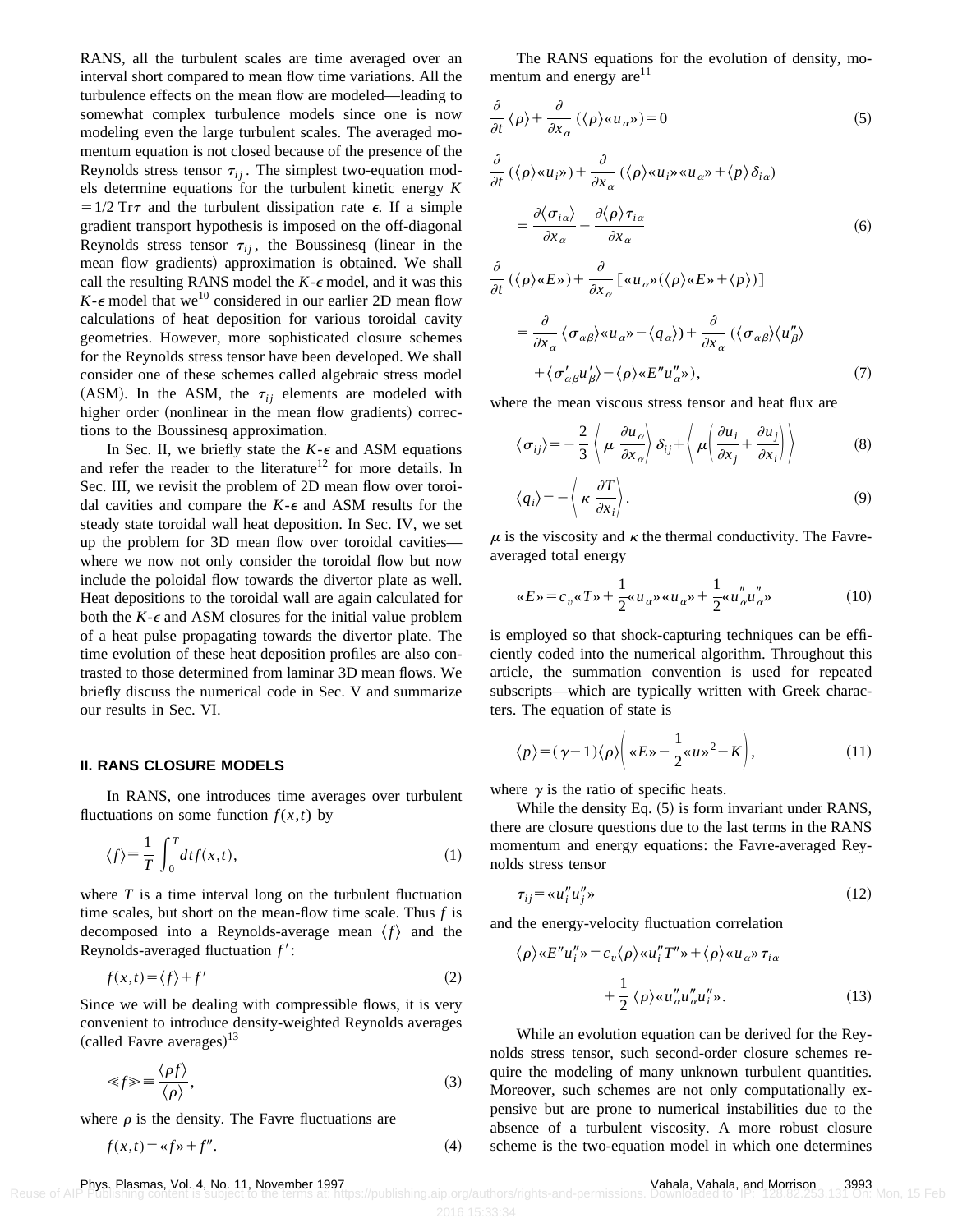RANS, all the turbulent scales are time averaged over an interval short compared to mean flow time variations. All the turbulence effects on the mean flow are modeled—leading to somewhat complex turbulence models since one is now modeling even the large turbulent scales. The averaged momentum equation is not closed because of the presence of the Reynolds stress tensor $\tau_{ij}$. The simplest two-equation models determine equations for the turbulent kinetic energy $K = 1/2\,\mathrm{Tr}\,\tau$ and the turbulent dissipation rate $\epsilon$. If a simple gradient transport hypothesis is imposed on the off-diagonal Reynolds stress tensor $\tau_{ij}$, the Boussinesq (linear in the mean flow gradients) approximation is obtained. We shall call the resulting RANS model the $K$-$\epsilon$ model, and it was this $K$-$\epsilon$ model that we[10] considered in our earlier 2D mean flow calculations of heat deposition for various toroidal cavity geometries. However, more sophisticated closure schemes for the Reynolds stress tensor have been developed. We shall consider one of these schemes called algebraic stress model (ASM). In the ASM, the $\tau_{ij}$ elements are modeled with higher order (nonlinear in the mean flow gradients) corrections to the Boussinesq approximation.

In Sec. II, we briefly state the $K$-$\epsilon$ and ASM equations and refer the reader to the literature[12] for more details. In Sec. III, we revisit the problem of 2D mean flow over toroidal cavities and compare the $K$-$\epsilon$ and ASM results for the steady state toroidal wall heat deposition. In Sec. IV, we set up the problem for 3D mean flow over toroidal cavities—where we now not only consider the toroidal flow but now include the poloidal flow towards the divertor plate as well. Heat depositions to the toroidal wall are again calculated for both the $K$-$\epsilon$ and ASM closures for the initial value problem of a heat pulse propagating towards the divertor plate. The time evolution of these heat deposition profiles are also contrasted to those determined from laminar 3D mean flows. We briefly discuss the numerical code in Sec. V and summarize our results in Sec. VI.

## II. RANS CLOSURE MODELS

In RANS, one introduces time averages over turbulent fluctuations on some function $f(x,t)$ by

$$\langle f \rangle \equiv \frac{1}{T}\int_0^T dt f(x,t), \tag{1}$$

where $T$ is a time interval long on the turbulent fluctuation time scales, but short on the mean-flow time scale. Thus $f$ is decomposed into a Reynolds-average mean $\langle f \rangle$ and the Reynolds-averaged fluctuation $f'$:

$$f(x,t) = \langle f \rangle + f' \tag{2}$$

Since we will be dealing with compressible flows, it is very convenient to introduce density-weighted Reynolds averages (called Favre averages)[13]

$$\ll f \gg \equiv \frac{\langle \rho f \rangle}{\langle \rho \rangle}, \tag{3}$$

where $\rho$ is the density. The Favre fluctuations are

$$f(x,t) = \ll f \gg + f''. \tag{4}$$

The RANS equations for the evolution of density, momentum and energy are[11]

$$\frac{\partial}{\partial t}\langle \rho \rangle + \frac{\partial}{\partial x_\alpha}(\langle \rho \rangle \ll u_\alpha \gg) = 0 \tag{5}$$

$$\frac{\partial}{\partial t}(\langle \rho \rangle \ll u_i \gg) + \frac{\partial}{\partial x_\alpha}(\langle \rho \rangle \ll u_i \gg \ll u_\alpha \gg + \langle p \rangle \delta_{i\alpha}) = \frac{\partial \langle \sigma_{i\alpha} \rangle}{\partial x_\alpha} - \frac{\partial \langle \rho \rangle \tau_{i\alpha}}{\partial x_\alpha} \tag{6}$$

$$\frac{\partial}{\partial t}(\langle \rho \rangle \ll E \gg) + \frac{\partial}{\partial x_\alpha}[\ll u_\alpha \gg (\langle \rho \rangle \ll E \gg + \langle p \rangle)] = \frac{\partial}{\partial x_\alpha}\langle \sigma_{\alpha\beta} \rangle \ll u_\alpha \gg - \langle q_\alpha \rangle) + \frac{\partial}{\partial x_\alpha}(\langle \sigma_{\alpha\beta} \rangle \langle u''_\beta \rangle + \langle \sigma'_{\alpha\beta} u'_\beta \rangle - \langle \rho \rangle \ll E'' u''_\alpha \gg), \tag{7}$$

where the mean viscous stress tensor and heat flux are

$$\langle \sigma_{ij} \rangle = -\frac{2}{3}\left\langle \mu \frac{\partial u_\alpha}{\partial x_\alpha} \right\rangle \delta_{ij} + \left\langle \mu \left( \frac{\partial u_i}{\partial x_j} + \frac{\partial u_j}{\partial x_i} \right) \right\rangle \tag{8}$$

$$\langle q_i \rangle = -\left\langle \kappa \frac{\partial T}{\partial x_i} \right\rangle. \tag{9}$$

$\mu$ is the viscosity and $\kappa$ the thermal conductivity. The Favre-averaged total energy

$$\ll E \gg = c_v \ll T \gg + \frac{1}{2}\ll u_\alpha \gg \ll u_\alpha \gg + \frac{1}{2}\ll u''_\alpha u''_\alpha \gg \tag{10}$$

is employed so that shock-capturing techniques can be efficiently coded into the numerical algorithm. Throughout this article, the summation convention is used for repeated subscripts—which are typically written with Greek characters. The equation of state is

$$\langle p \rangle = (\gamma - 1)\langle \rho \rangle \left( \ll E \gg - \frac{1}{2}\ll u \gg^2 - K \right), \tag{11}$$

where $\gamma$ is the ratio of specific heats.

While the density Eq. (5) is form invariant under RANS, there are closure questions due to the last terms in the RANS momentum and energy equations: the Favre-averaged Reynolds stress tensor

$$\tau_{ij} = \ll u''_i u''_j \gg \tag{12}$$

and the energy-velocity fluctuation correlation

$$\langle \rho \rangle \ll E'' u''_i \gg = c_v \langle \rho \rangle \ll u''_i T'' \gg + \langle \rho \rangle \ll u_\alpha \gg \tau_{i\alpha} + \frac{1}{2}\langle \rho \rangle \ll u''_\alpha u''_\alpha u''_i \gg. \tag{13}$$

While an evolution equation can be derived for the Reynolds stress tensor, such second-order closure schemes require the modeling of many unknown turbulent quantities. Moreover, such schemes are not only computationally expensive but are prone to numerical instabilities due to the absence of a turbulent viscosity. A more robust closure scheme is the two-equation model in which one determines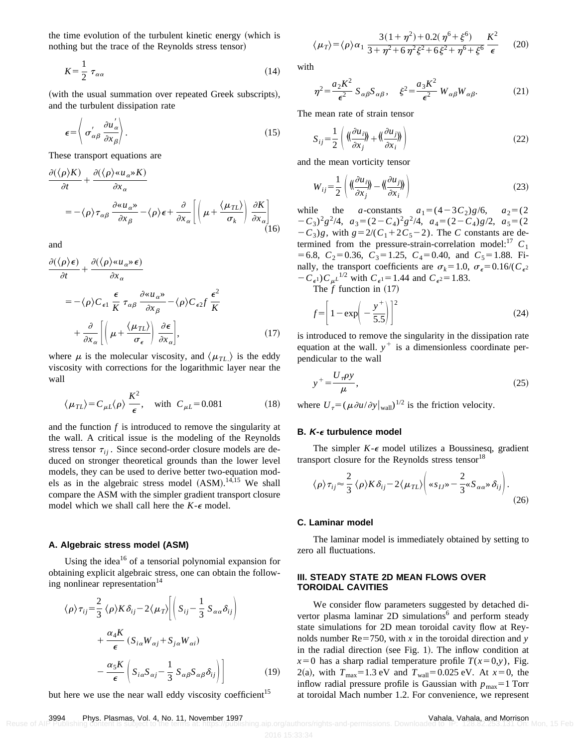the time evolution of the turbulent kinetic energy (which is nothing but the trace of the Reynolds stress tensor)

$$K=\frac{1}{2}\tau_{\alpha\alpha} \tag{14}$$

(with the usual summation over repeated Greek subscripts), and the turbulent dissipation rate

$$\epsilon=\left\langle \sigma'_{\alpha\beta}\frac{\partial u'_\alpha}{\partial x_\beta}\right\rangle . \tag{15}$$

These transport equations are

$$\frac{\partial(\langle\rho\rangle K)}{\partial t}+\frac{\partial(\langle\rho\rangle «u_\alpha» K)}{\partial x_\alpha} = -\langle\rho\rangle\tau_{\alpha\beta}\frac{\partial «u_\alpha»}{\partial x_\beta}-\langle\rho\rangle\epsilon+\frac{\partial}{\partial x_\alpha}\left[\left(\mu+\frac{\langle\mu_{TL}\rangle}{\sigma_k}\right)\frac{\partial K}{\partial x_\alpha}\right] \tag{16}$$

and

$$\frac{\partial(\langle\rho\rangle \epsilon)}{\partial t}+\frac{\partial(\langle\rho\rangle «u_\alpha» \epsilon)}{\partial x_\alpha} = -\langle\rho\rangle C_{\epsilon 1}\frac{\epsilon}{K}\tau_{\alpha\beta}\frac{\partial «u_\alpha»}{\partial x_\beta}-\langle\rho\rangle C_{\epsilon 2} f\frac{\epsilon^2}{K} +\frac{\partial}{\partial x_\alpha}\left[\left(\mu+\frac{\langle\mu_{TL}\rangle}{\sigma_\epsilon}\right)\frac{\partial \epsilon}{\partial x_\alpha}\right], \tag{17}$$

where $\mu$ is the molecular viscosity, and $\langle\mu_{TL}\rangle$ is the eddy viscosity with corrections for the logarithmic layer near the wall

$$\langle\mu_{TL}\rangle=C_{\mu L}\langle\rho\rangle\frac{K^2}{\epsilon},\quad \text{with}\ \ C_{\mu L}=0.081 \tag{18}$$

and the function $f$ is introduced to remove the singularity at the wall. A critical issue is the modeling of the Reynolds stress tensor $\tau_{ij}$. Since second-order closure models are deduced on stronger theoretical grounds than the lower level models, they can be used to derive better two-equation models as in the algebraic stress model (ASM).[14,15] We shall compare the ASM with the simpler gradient transport closure model which we shall call here the $K$-$\epsilon$ model.

### A. Algebraic stress model (ASM)

Using the idea[16] of a tensorial polynomial expansion for obtaining explicit algebraic stress, one can obtain the following nonlinear representation[14]

$$\langle\rho\rangle\tau_{ij}=\frac{2}{3}\langle\rho\rangle K\delta_{ij}-2\langle\mu_T\rangle\left[\left(S_{ij}-\frac{1}{3}S_{\alpha\alpha}\delta_{ij}\right)+\frac{\alpha_4 K}{\epsilon}(S_{i\alpha}W_{\alpha j}+S_{j\alpha}W_{\alpha i})-\frac{\alpha_5 K}{\epsilon}\left(S_{i\alpha}S_{\alpha j}-\frac{1}{3}S_{\alpha\beta}S_{\alpha\beta}\delta_{ij}\right)\right] \tag{19}$$

but here we use the near wall eddy viscosity coefficient[15]

$$\langle\mu_T\rangle=\langle\rho\rangle\alpha_1\frac{3(1+\eta^2)+0.2(\eta^6+\xi^6)}{3+\eta^2+6\eta^2\xi^2+6\xi^2+\eta^6+\xi^6}\frac{K^2}{\epsilon} \tag{20}$$

with

$$\eta^2=\frac{a_2K^2}{\epsilon^2}S_{\alpha\beta}S_{\alpha\beta},\quad \xi^2=\frac{a_3K^2}{\epsilon^2}W_{\alpha\beta}W_{\alpha\beta}. \tag{21}$$

The mean rate of strain tensor

$$S_{ij}=\frac{1}{2}\left(\left\langle\!\left\langle\frac{\partial u_i}{\partial x_j}\right\rangle\!\right\rangle+\left\langle\!\left\langle\frac{\partial u_j}{\partial x_i}\right\rangle\!\right\rangle\right) \tag{22}$$

and the mean vorticity tensor

$$W_{ij}=\frac{1}{2}\left(\left\langle\!\left\langle\frac{\partial u_i}{\partial x_j}\right\rangle\!\right\rangle-\left\langle\!\left\langle\frac{\partial u_j}{\partial x_i}\right\rangle\!\right\rangle\right) \tag{23}$$

while the $a$-constants $a_1=(4-3C_2)g/6$, $a_2=(2-C_3)^2g^2/4$, $a_3=(2-C_4)^2g^2/4$, $a_4=(2-C_4)g/2$, $a_5=(2-C_3)g$, with $g=2/(C_1+2C_5-2)$. The $C$ constants are determined from the pressure-strain-correlation model:[17] $C_1=6.8$, $C_2=0.36$, $C_3=1.25$, $C_4=0.40$, and $C_5=1.88$. Finally, the transport coefficients are $\sigma_k=1.0$, $\sigma_\epsilon=0.16/(C_{\epsilon^2}-C_{\epsilon^1})C_{\mu^L}^{1/2}$ with $C_{\epsilon^1}=1.44$ and $C_{\epsilon^2}=1.83$.

The $f$ function in (17)

$$f=\left[1-\exp\left(-\frac{y^+}{5.5}\right)\right]^2 \tag{24}$$

is introduced to remove the singularity in the dissipation rate equation at the wall. $y^+$ is a dimensionless coordinate perpendicular to the wall

$$y^+=\frac{U_\tau\rho y}{\mu}, \tag{25}$$

where $U_\tau=(\mu\,\partial u/\partial y|_{\text{wall}})^{1/2}$ is the friction velocity.

### B. $K$-$\epsilon$ turbulence model

The simpler $K$-$\epsilon$ model utilizes a Boussinesq, gradient transport closure for the Reynolds stress tensor[18]

$$\langle\rho\rangle\tau_{ij}\approx\frac{2}{3}\langle\rho\rangle K\delta_{ij}-2\langle\mu_{TL}\rangle\left(«s_{IJ}»-\frac{2}{3}«S_{\alpha\alpha}»\delta_{ij}\right). \tag{26}$$

### C. Laminar model

The laminar model is immediately obtained by setting to zero all fluctuations.

## III. STEADY STATE 2D MEAN FLOWS OVER TOROIDAL CAVITIES

We consider flow parameters suggested by detached divertor plasma laminar 2D simulations[6] and perform steady state simulations for 2D mean toroidal cavity flow at Reynolds number Re=750, with $x$ in the toroidal direction and $y$ in the radial direction (see Fig. 1). The inflow condition at $x=0$ has a sharp radial temperature profile $T(x=0,y)$, Fig. 2(a), with $T_{\max}=1.3$ eV and $T_{\text{wall}}=0.025$ eV. At $x=0$, the inflow radial pressure profile is Gaussian with $p_{\max}=1$ Torr at toroidal Mach number 1.2. For convenience, we represent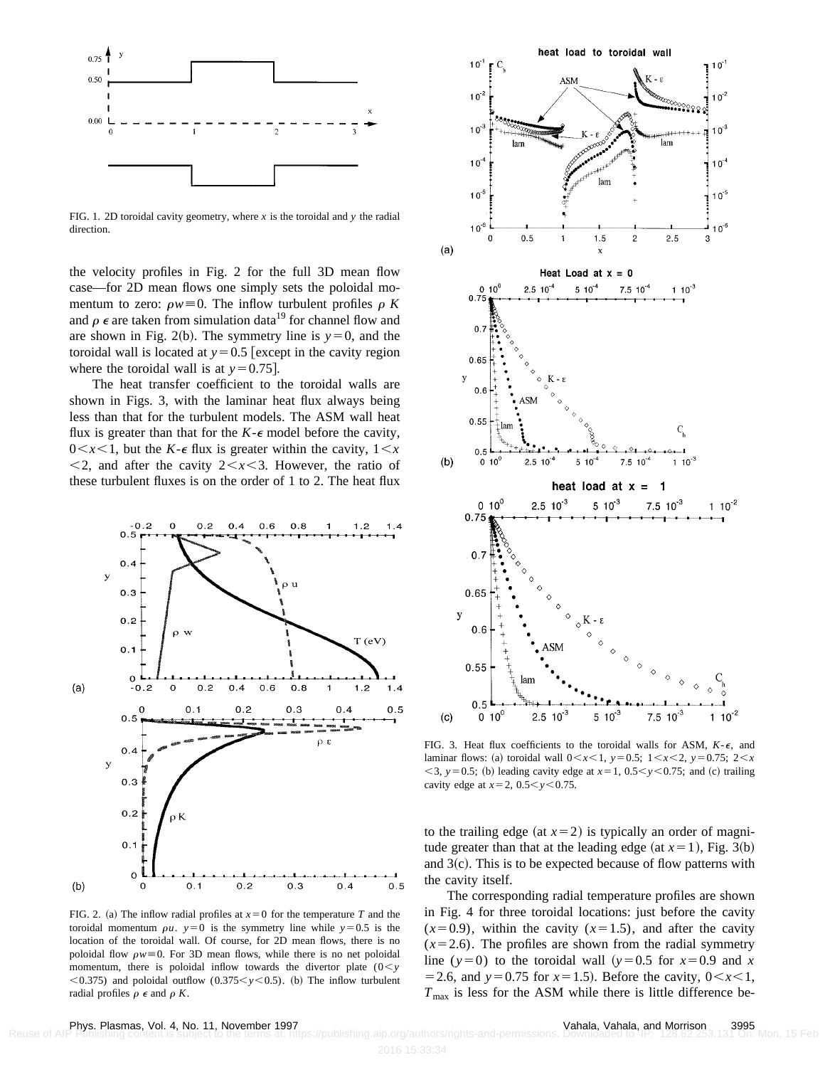the velocity profiles in Fig. 2 for the full 3D mean flow case—for 2D mean flows one simply sets the poloidal momentum to zero: $\rho w \equiv 0$. The inflow turbulent profiles $\rho K$ and $\rho \epsilon$ are taken from simulation data[19] for channel flow and are shown in Fig. 2(b). The symmetry line is $y=0$, and the toroidal wall is located at $y=0.5$ [except in the cavity region where the toroidal wall is at $y=0.75$].

The heat transfer coefficient to the toroidal walls are shown in Figs. 3, with the laminar heat flux always being less than that for the turbulent models. The ASM wall heat flux is greater than that for the $K$-$\epsilon$ model before the cavity, $0<x<1$, but the $K$-$\epsilon$ flux is greater within the cavity, $1<x<2$, and after the cavity $2<x<3$. However, the ratio of these turbulent fluxes is on the order of 1 to 2. The heat flux to the trailing edge (at $x=2$) is typically an order of magnitude greater than that at the leading edge (at $x=1$), Fig. 3(b) and 3(c). This is to be expected because of flow patterns with the cavity itself.

FIG. 1. 2D toroidal cavity geometry, where $x$ is the toroidal and $y$ the radial direction.

FIG. 2. (a) The inflow radial profiles at $x=0$ for the temperature $T$ and the toroidal momentum $\rho u$. $y=0$ is the symmetry line while $y=0.5$ is the location of the toroidal wall. Of course, for 2D mean flows, there is no poloidal flow $\rho w \equiv 0$. For 3D mean flows, while there is no net poloidal momentum, there is poloidal inflow towards the divertor plate ($0<y<0.375$) and poloidal outflow ($0.375<y<0.5$). (b) The inflow turbulent radial profiles $\rho \epsilon$ and $\rho K$.

FIG. 3. Heat flux coefficients to the toroidal walls for ASM, $K$-$\epsilon$, and laminar flows: (a) toroidal wall $0<x<1$, $y=0.5$; $1<x<2$, $y=0.75$; $2<x<3$, $y=0.5$; (b) leading cavity edge at $x=1$, $0.5<y<0.75$; and (c) trailing cavity edge at $x=2$, $0.5<y<0.75$.

The corresponding radial temperature profiles are shown in Fig. 4 for three toroidal locations: just before the cavity ($x=0.9$), within the cavity ($x=1.5$), and after the cavity ($x=2.6$). The profiles are shown from the radial symmetry line ($y=0$) to the toroidal wall ($y=0.5$ for $x=0.9$ and $x=2.6$, and $y=0.75$ for $x=1.5$). Before the cavity, $0<x<1$, $T_{max}$ is less for the ASM while there is little difference be-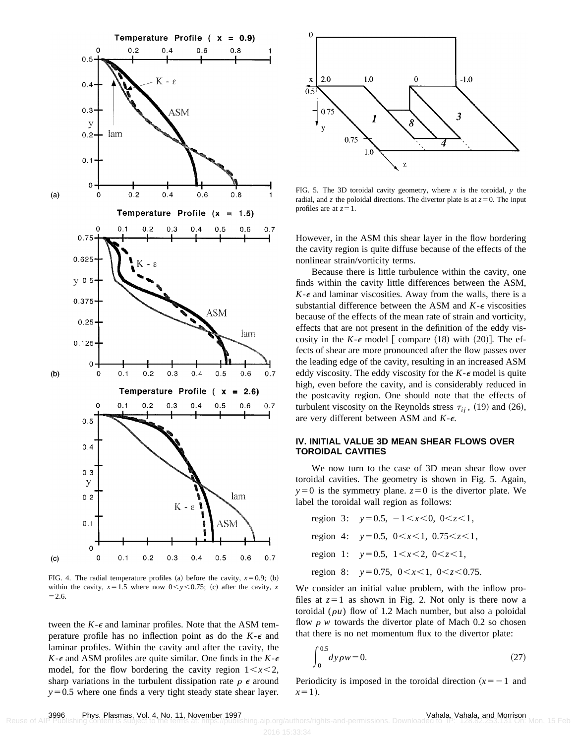FIG. 4. The radial temperature profiles (a) before the cavity, $x=0.9$; (b) within the cavity, $x=1.5$ where now $0<y<0.75$; (c) after the cavity, $x=2.6$.

tween the $K$-$\epsilon$ and laminar profiles. Note that the ASM temperature profile has no inflection point as do the $K$-$\epsilon$ and laminar profiles. Within the cavity and after the cavity, the $K$-$\epsilon$ and ASM profiles are quite similar. One finds in the $K$-$\epsilon$ model, for the flow bordering the cavity region $1<x<2$, sharp variations in the turbulent dissipation rate $\rho\ \epsilon$ around $y=0.5$ where one finds a very tight steady state shear layer. However, in the ASM this shear layer in the flow bordering the cavity region is quite diffuse because of the effects of the nonlinear strain/vorticity terms.

Because there is little turbulence within the cavity, one finds within the cavity little differences between the ASM, $K$-$\epsilon$ and laminar viscosities. Away from the walls, there is a substantial difference between the ASM and $K$-$\epsilon$ viscosities because of the effects of the mean rate of strain and vorticity, effects that are not present in the definition of the eddy viscosity in the $K$-$\epsilon$ model [ compare (18) with (20)]. The effects of shear are more pronounced after the flow passes over the leading edge of the cavity, resulting in an increased ASM eddy viscosity. The eddy viscosity for the $K$-$\epsilon$ model is quite high, even before the cavity, and is considerably reduced in the postcavity region. One should note that the effects of turbulent viscosity on the Reynolds stress $\tau_{ij}$, (19) and (26), are very different between ASM and $K$-$\epsilon$.

FIG. 5. The 3D toroidal cavity geometry, where $x$ is the toroidal, $y$ the radial, and $z$ the poloidal directions. The divertor plate is at $z=0$. The input profiles are at $z=1$.

## IV. INITIAL VALUE 3D MEAN SHEAR FLOWS OVER TOROIDAL CAVITIES

We now turn to the case of 3D mean shear flow over toroidal cavities. The geometry is shown in Fig. 5. Again, $y=0$ is the symmetry plane. $z=0$ is the divertor plate. We label the toroidal wall region as follows:

region 3: $y=0.5,\ -1<x<0,\ 0<z<1,$

region 4: $y=0.5,\ 0<x<1,\ 0.75<z<1,$

region 1: $y=0.5,\ 1<x<2,\ 0<z<1,$

region 8: $y=0.75,\ 0<x<1,\ 0<z<0.75.$

We consider an initial value problem, with the inflow profiles at $z=1$ as shown in Fig. 2. Not only is there now a toroidal $(\rho u)$ flow of 1.2 Mach number, but also a poloidal flow $\rho\ w$ towards the divertor plate of Mach 0.2 so chosen that there is no net momentum flux to the divertor plate:

$$\int_0^{0.5} dy \rho w = 0. \tag{27}$$

Periodicity is imposed in the toroidal direction ($x=-1$ and $x=1$).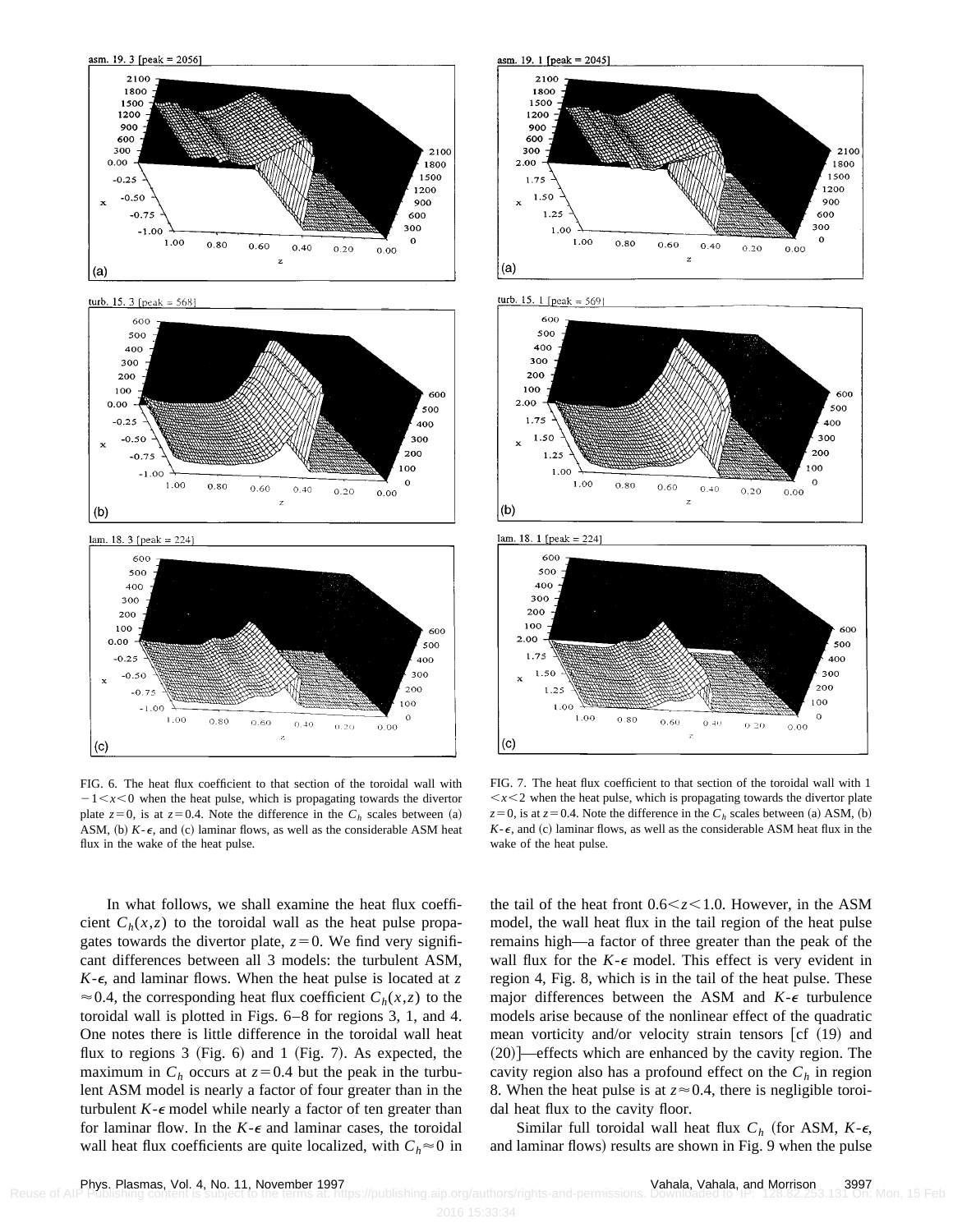FIG. 6. The heat flux coefficient to that section of the toroidal wall with $-1<x<0$ when the heat pulse, which is propagating towards the divertor plate $z=0$, is at $z=0.4$. Note the difference in the $C_h$ scales between (a) ASM, (b) $K$-$\epsilon$, and (c) laminar flows, as well as the considerable ASM heat flux in the wake of the heat pulse.

FIG. 7. The heat flux coefficient to that section of the toroidal wall with $1<x<2$ when the heat pulse, which is propagating towards the divertor plate $z=0$, is at $z=0.4$. Note the difference in the $C_h$ scales between (a) ASM, (b) $K$-$\epsilon$, and (c) laminar flows, as well as the considerable ASM heat flux in the wake of the heat pulse.

In what follows, we shall examine the heat flux coefficient $C_h(x,z)$ to the toroidal wall as the heat pulse propagates towards the divertor plate, $z=0$. We find very significant differences between all 3 models: the turbulent ASM, $K$-$\epsilon$, and laminar flows. When the heat pulse is located at $z\approx 0.4$, the corresponding heat flux coefficient $C_h(x,z)$ to the toroidal wall is plotted in Figs. 6–8 for regions 3, 1, and 4. One notes there is little difference in the toroidal wall heat flux to regions 3 (Fig. 6) and 1 (Fig. 7). As expected, the maximum in $C_h$ occurs at $z=0.4$ but the peak in the turbulent ASM model is nearly a factor of four greater than in the turbulent $K$-$\epsilon$ model while nearly a factor of ten greater than for laminar flow. In the $K$-$\epsilon$ and laminar cases, the toroidal wall heat flux coefficients are quite localized, with $C_h\approx 0$ in the tail of the heat front $0.6<z<1.0$. However, in the ASM model, the wall heat flux in the tail region of the heat pulse remains high—a factor of three greater than the peak of the wall flux for the $K$-$\epsilon$ model. This effect is very evident in region 4, Fig. 8, which is in the tail of the heat pulse. These major differences between the ASM and $K$-$\epsilon$ turbulence models arise because of the nonlinear effect of the quadratic mean vorticity and/or velocity strain tensors [cf (19) and (20)]—effects which are enhanced by the cavity region. The cavity region also has a profound effect on the $C_h$ in region 8. When the heat pulse is at $z\approx 0.4$, there is negligible toroidal heat flux to the cavity floor.

Similar full toroidal wall heat flux $C_h$ (for ASM, $K$-$\epsilon$, and laminar flows) results are shown in Fig. 9 when the pulse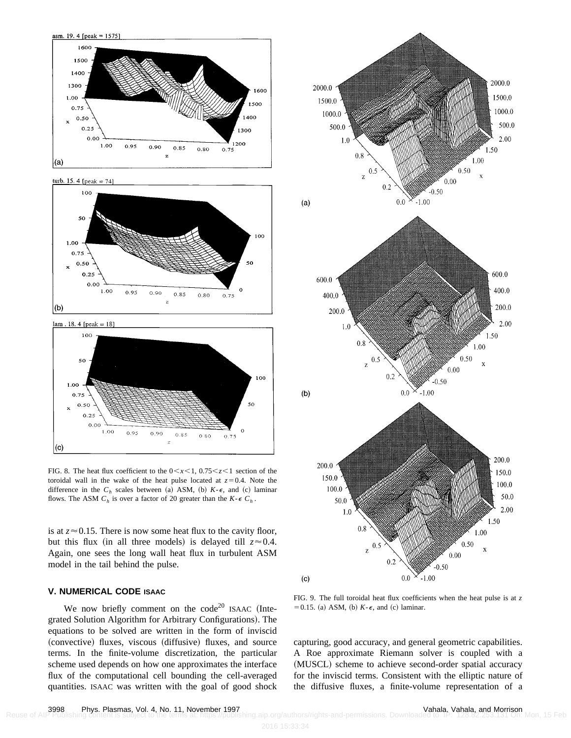FIG. 8. The heat flux coefficient to the $0<x<1$, $0.75<z<1$ section of the toroidal wall in the wake of the heat pulse located at $z=0.4$. Note the difference in the $C_h$ scales between (a) ASM, (b) $K$-$\epsilon$, and (c) laminar flows. The ASM $C_h$ is over a factor of 20 greater than the $K$-$\epsilon$ $C_h$.

is at $z\approx0.15$. There is now some heat flux to the cavity floor, but this flux (in all three models) is delayed till $z\approx0.4$. Again, one sees the long wall heat flux in turbulent ASM model in the tail behind the pulse.

### V. NUMERICAL CODE ISAAC

We now briefly comment on the code[20] ISAAC (Integrated Solution Algorithm for Arbitrary Configurations). The equations to be solved are written in the form of inviscid (convective) fluxes, viscous (diffusive) fluxes, and source terms. In the finite-volume discretization, the particular scheme used depends on how one approximates the interface flux of the computational cell bounding the cell-averaged quantities. ISAAC was written with the goal of good shock capturing, good accuracy, and general geometric capabilities. A Roe approximate Riemann solver is coupled with a (MUSCL) scheme to achieve second-order spatial accuracy for the inviscid terms. Consistent with the elliptic nature of the diffusive fluxes, a finite-volume representation of a

FIG. 9. The full toroidal heat flux coefficients when the heat pulse is at $z=0.15$. (a) ASM, (b) $K$-$\epsilon$, and (c) laminar.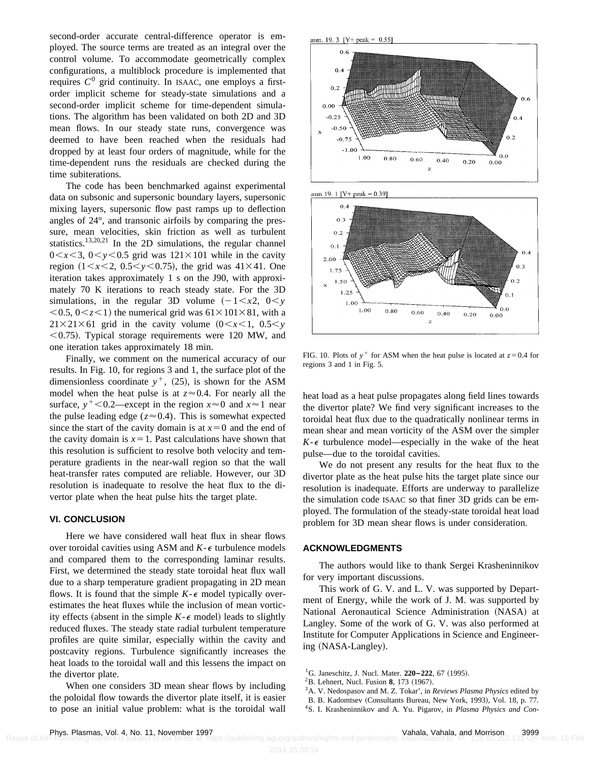second-order accurate central-difference operator is employed. The source terms are treated as an integral over the control volume. To accommodate geometrically complex configurations, a multiblock procedure is implemented that requires $C^0$ grid continuity. In ISAAC, one employs a first-order implicit scheme for steady-state simulations and a second-order implicit scheme for time-dependent simulations. The algorithm has been validated on both 2D and 3D mean flows. In our steady state runs, convergence was deemed to have been reached when the residuals had dropped by at least four orders of magnitude, while for the time-dependent runs the residuals are checked during the time subiterations.

The code has been benchmarked against experimental data on subsonic and supersonic boundary layers, supersonic mixing layers, supersonic flow past ramps up to deflection angles of 24°, and transonic airfoils by comparing the pressure, mean velocities, skin friction as well as turbulent statistics.[13,20,21] In the 2D simulations, the regular channel $0<x<3$, $0<y<0.5$ grid was $121\times 101$ while in the cavity region $(1<x<2,\ 0.5<y<0.75)$, the grid was $41\times 41$. One iteration takes approximately 1 s on the J90, with approximately 70 K iterations to reach steady state. For the 3D simulations, in the regular 3D volume $(-1<x2,\ 0<y<0.5,\ 0<z<1)$ the numerical grid was $61\times 101\times 81$, with a $21\times 21\times 61$ grid in the cavity volume $(0<x<1,\ 0.5<y<0.75)$. Typical storage requirements were 120 MW, and one iteration takes approximately 18 min.

Finally, we comment on the numerical accuracy of our results. In Fig. 10, for regions 3 and 1, the surface plot of the dimensionless coordinate $y^+$, (25), is shown for the ASM model when the heat pulse is at $z\approx 0.4$. For nearly all the surface, $y^+<0.2$—except in the region $x\approx 0$ and $x\approx 1$ near the pulse leading edge $(z\approx 0.4)$. This is somewhat expected since the start of the cavity domain is at $x=0$ and the end of the cavity domain is $x=1$. Past calculations have shown that this resolution is sufficient to resolve both velocity and temperature gradients in the near-wall region so that the wall heat-transfer rates computed are reliable. However, our 3D resolution is inadequate to resolve the heat flux to the divertor plate when the heat pulse hits the target plate.

FIG. 10. Plots of $y^+$ for ASM when the heat pulse is located at $z=0.4$ for regions 3 and 1 in Fig. 5.

## VI. CONCLUSION

Here we have considered wall heat flux in shear flows over toroidal cavities using ASM and $K$-$\epsilon$ turbulence models and compared them to the corresponding laminar results. First, we determined the steady state toroidal heat flux wall due to a sharp temperature gradient propagating in 2D mean flows. It is found that the simple $K$-$\epsilon$ model typically overestimates the heat fluxes while the inclusion of mean vorticity effects (absent in the simple $K$-$\epsilon$ model) leads to slightly reduced fluxes. The steady state radial turbulent temperature profiles are quite similar, especially within the cavity and postcavity regions. Turbulence significantly increases the heat loads to the toroidal wall and this lessens the impact on the divertor plate.

When one considers 3D mean shear flows by including the poloidal flow towards the divertor plate itself, it is easier to pose an initial value problem: what is the toroidal wall heat load as a heat pulse propagates along field lines towards the divertor plate? We find very significant increases to the toroidal heat flux due to the quadratically nonlinear terms in mean shear and mean vorticity of the ASM over the simpler $K$-$\epsilon$ turbulence model—especially in the wake of the heat pulse—due to the toroidal cavities.

We do not present any results for the heat flux to the divertor plate as the heat pulse hits the target plate since our resolution is inadequate. Efforts are underway to parallelize the simulation code ISAAC so that finer 3D grids can be employed. The formulation of the steady-state toroidal heat load problem for 3D mean shear flows is under consideration.

## ACKNOWLEDGMENTS

The authors would like to thank Sergei Krasheninnikov for very important discussions.

This work of G. V. and L. V. was supported by Department of Energy, while the work of J. M. was supported by National Aeronautical Science Administration (NASA) at Langley. Some of the work of G. V. was also performed at Institute for Computer Applications in Science and Engineering (NASA-Langley).

[1] G. Janeschitz, J. Nucl. Mater. **220–222**, 67 (1995).
[2] B. Lehnert, Nucl. Fusion **8**, 173 (1967).
[3] A. V. Nedospasov and M. Z. Tokar', in *Reviews Plasma Physics* edited by B. B. Kadomtsev (Consultants Bureau, New York, 1993), Vol. 18, p. 77.
[4] S. I. Krasheninnikov and A. Yu. Pigarov, in *Plasma Physics and Con-*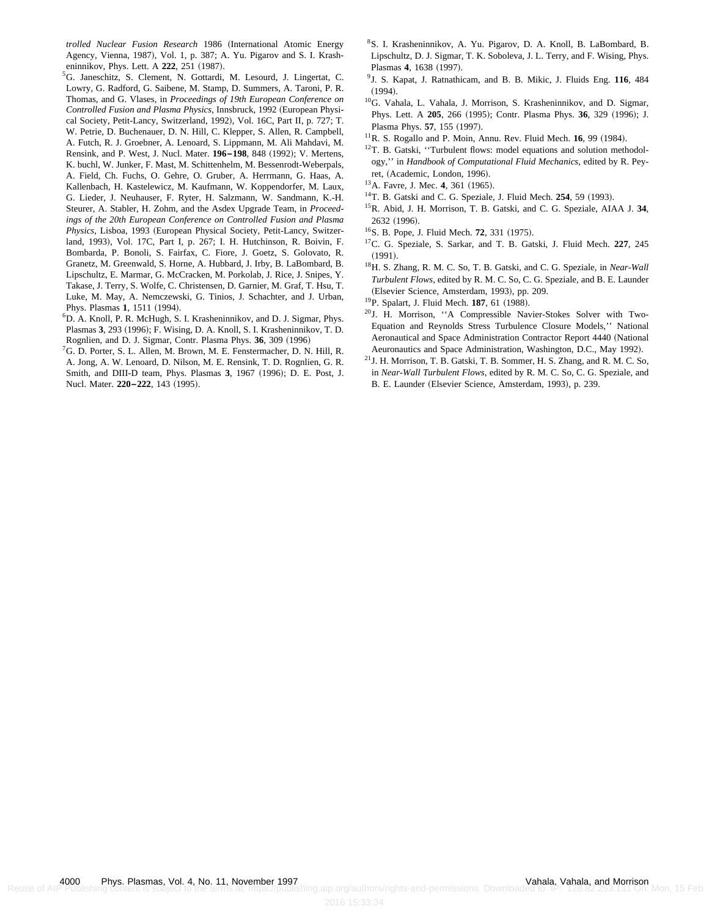*trolled Nuclear Fusion Research* 1986 (International Atomic Energy Agency, Vienna, 1987), Vol. 1, p. 387; A. Yu. Pigarov and S. I. Krasheninnikov, Phys. Lett. A **222**, 251 (1987).

[5] G. Janeschitz, S. Clement, N. Gottardi, M. Lesourd, J. Lingertat, C. Lowry, G. Radford, G. Saibene, M. Stamp, D. Summers, A. Taroni, P. R. Thomas, and G. Vlases, in *Proceedings of 19th European Conference on Controlled Fusion and Plasma Physics*, Innsbruck, 1992 (European Physical Society, Petit-Lancy, Switzerland, 1992), Vol. 16C, Part II, p. 727; T. W. Petrie, D. Buchenauer, D. N. Hill, C. Klepper, S. Allen, R. Campbell, A. Futch, R. J. Groebner, A. Lenoard, S. Lippmann, M. Ali Mahdavi, M. Rensink, and P. West, J. Nucl. Mater. **196–198**, 848 (1992); V. Mertens, K. buchl, W. Junker, F. Mast, M. Schittenhelm, M. Bessenrodt-Weberpals, A. Field, Ch. Fuchs, O. Gehre, O. Gruber, A. Herrmann, G. Haas, A. Kallenbach, H. Kastelewicz, M. Kaufmann, W. Koppendorfer, M. Laux, G. Lieder, J. Neuhauser, F. Ryter, H. Salzmann, W. Sandmann, K.-H. Steurer, A. Stabler, H. Zohm, and the Asdex Upgrade Team, in *Proceedings of the 20th European Conference on Controlled Fusion and Plasma Physics*, Lisboa, 1993 (European Physical Society, Petit-Lancy, Switzerland, 1993), Vol. 17C, Part I, p. 267; I. H. Hutchinson, R. Boivin, F. Bombarda, P. Bonoli, S. Fairfax, C. Fiore, J. Goetz, S. Golovato, R. Granetz, M. Greenwald, S. Horne, A. Hubbard, J. Irby, B. LaBombard, B. Lipschultz, E. Marmar, G. McCracken, M. Porkolab, J. Rice, J. Snipes, Y. Takase, J. Terry, S. Wolfe, C. Christensen, D. Garnier, M. Graf, T. Hsu, T. Luke, M. May, A. Nemczewski, G. Tinios, J. Schachter, and J. Urban, Phys. Plasmas **1**, 1511 (1994).

[6] D. A. Knoll, P. R. McHugh, S. I. Krasheninnikov, and D. J. Sigmar, Phys. Plasmas **3**, 293 (1996); F. Wising, D. A. Knoll, S. I. Krasheninnikov, T. D. Rognlien, and D. J. Sigmar, Contr. Plasma Phys. **36**, 309 (1996)

[7] G. D. Porter, S. L. Allen, M. Brown, M. E. Fenstermacher, D. N. Hill, R. A. Jong, A. W. Lenoard, D. Nilson, M. E. Rensink, T. D. Rognlien, G. R. Smith, and DIII-D team, Phys. Plasmas **3**, 1967 (1996); D. E. Post, J. Nucl. Mater. **220–222**, 143 (1995).

[8] S. I. Krasheninnikov, A. Yu. Pigarov, D. A. Knoll, B. LaBombard, B. Lipschultz, D. J. Sigmar, T. K. Soboleva, J. L. Terry, and F. Wising, Phys. Plasmas **4**, 1638 (1997).

[9] J. S. Kapat, J. Ratnathicam, and B. B. Mikic, J. Fluids Eng. **116**, 484 (1994).

[10] G. Vahala, L. Vahala, J. Morrison, S. Krasheninnikov, and D. Sigmar, Phys. Lett. A **205**, 266 (1995); Contr. Plasma Phys. **36**, 329 (1996); J. Plasma Phys. **57**, 155 (1997).

[11] R. S. Rogallo and P. Moin, Annu. Rev. Fluid Mech. **16**, 99 (1984).

[12] T. B. Gatski, ''Turbulent flows: model equations and solution methodology,'' in *Handbook of Computational Fluid Mechanics*, edited by R. Peyret, (Academic, London, 1996).

[13] A. Favre, J. Mec. **4**, 361 (1965).

[14] T. B. Gatski and C. G. Speziale, J. Fluid Mech. **254**, 59 (1993).

[15] R. Abid, J. H. Morrison, T. B. Gatski, and C. G. Speziale, AIAA J. **34**, 2632 (1996).

[16] S. B. Pope, J. Fluid Mech. **72**, 331 (1975).

[17] C. G. Speziale, S. Sarkar, and T. B. Gatski, J. Fluid Mech. **227**, 245 (1991).

[18] H. S. Zhang, R. M. C. So, T. B. Gatski, and C. G. Speziale, in *Near-Wall Turbulent Flows*, edited by R. M. C. So, C. G. Speziale, and B. E. Launder (Elsevier Science, Amsterdam, 1993), pp. 209.

[19] P. Spalart, J. Fluid Mech. **187**, 61 (1988).

[20] J. H. Morrison, ''A Compressible Navier-Stokes Solver with Two-Equation and Reynolds Stress Turbulence Closure Models,'' National Aeronautical and Space Administration Contractor Report 4440 (National Aeuronautics and Space Administration, Washington, D.C., May 1992).

[21] J. H. Morrison, T. B. Gatski, T. B. Sommer, H. S. Zhang, and R. M. C. So, in *Near-Wall Turbulent Flows*, edited by R. M. C. So, C. G. Speziale, and B. E. Launder (Elsevier Science, Amsterdam, 1993), p. 239.